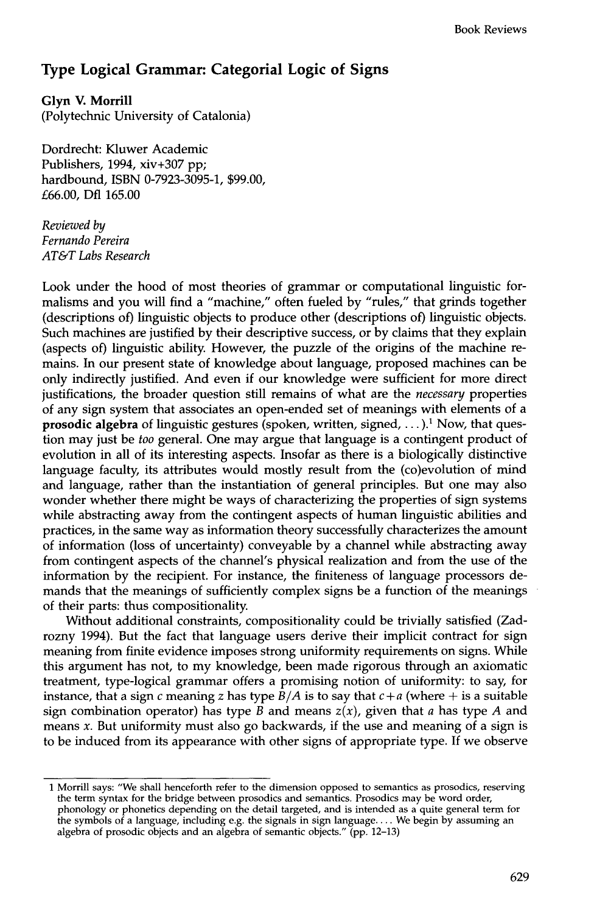# Type Logical Grammar: Categorial Logic of Signs

**Glyn V. Morrill**
(Polytechnic University of Catalonia)

Dordrecht: Kluwer Academic Publishers, 1994, xiv+307 pp; hardbound, ISBN 0-7923-3095-1, \$99.00, £66.00, Dfl 165.00

*Reviewed by*
*Fernando Pereira*
*AT&T Labs Research*

Look under the hood of most theories of grammar or computational linguistic formalisms and you will find a "machine," often fueled by "rules," that grinds together (descriptions of) linguistic objects to produce other (descriptions of) linguistic objects. Such machines are justified by their descriptive success, or by claims that they explain (aspects of) linguistic ability. However, the puzzle of the origins of the machine remains. In our present state of knowledge about language, proposed machines can be only indirectly justified. And even if our knowledge were sufficient for more direct justifications, the broader question still remains of what are the *necessary* properties of any sign system that associates an open-ended set of meanings with elements of a **prosodic algebra** of linguistic gestures (spoken, written, signed, ...).[1] Now, that question may just be *too* general. One may argue that language is a contingent product of evolution in all of its interesting aspects. Insofar as there is a biologically distinctive language faculty, its attributes would mostly result from the (co)evolution of mind and language, rather than the instantiation of general principles. But one may also wonder whether there might be ways of characterizing the properties of sign systems while abstracting away from the contingent aspects of human linguistic abilities and practices, in the same way as information theory successfully characterizes the amount of information (loss of uncertainty) conveyable by a channel while abstracting away from contingent aspects of the channel's physical realization and from the use of the information by the recipient. For instance, the finiteness of language processors demands that the meanings of sufficiently complex signs be a function of the meanings of their parts: thus compositionality.

Without additional constraints, compositionality could be trivially satisfied (Zadrozny 1994). But the fact that language users derive their implicit contract for sign meaning from finite evidence imposes strong uniformity requirements on signs. While this argument has not, to my knowledge, been made rigorous through an axiomatic treatment, type-logical grammar offers a promising notion of uniformity: to say, for instance, that a sign $c$ meaning $z$ has type $B/A$ is to say that $c+a$ (where $+$ is a suitable sign combination operator) has type $B$ and means $z(x)$, given that $a$ has type $A$ and means $x$. But uniformity must also go backwards, if the use and meaning of a sign is to be induced from its appearance with other signs of appropriate type. If we observe

---

[1] Morrill says: "We shall henceforth refer to the dimension opposed to semantics as prosodics, reserving the term syntax for the bridge between prosodics and semantics. Prosodics may be word order, phonology or phonetics depending on the detail targeted, and is intended as a quite general term for the symbols of a language, including e.g. the signals in sign language. ... We begin by assuming an algebra of prosodic objects and an algebra of semantic objects." (pp. 12–13)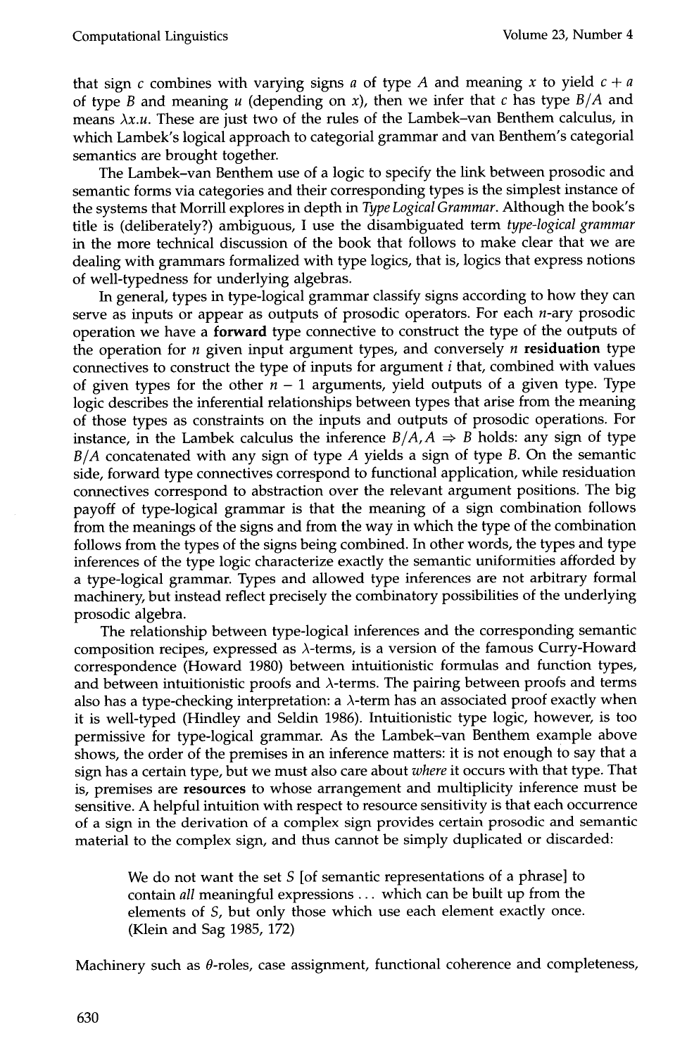that sign $c$ combines with varying signs $a$ of type $A$ and meaning $x$ to yield $c + a$ of type $B$ and meaning $u$ (depending on $x$), then we infer that $c$ has type $B/A$ and means $\lambda x.u$. These are just two of the rules of the Lambek–van Benthem calculus, in which Lambek's logical approach to categorial grammar and van Benthem's categorial semantics are brought together.

The Lambek–van Benthem use of a logic to specify the link between prosodic and semantic forms via categories and their corresponding types is the simplest instance of the systems that Morrill explores in depth in *Type Logical Grammar*. Although the book's title is (deliberately?) ambiguous, I use the disambiguated term *type-logical grammar* in the more technical discussion of the book that follows to make clear that we are dealing with grammars formalized with type logics, that is, logics that express notions of well-typedness for underlying algebras.

In general, types in type-logical grammar classify signs according to how they can serve as inputs or appear as outputs of prosodic operators. For each $n$-ary prosodic operation we have a **forward** type connective to construct the type of the outputs of the operation for $n$ given input argument types, and conversely $n$ **residuation** type connectives to construct the type of inputs for argument $i$ that, combined with values of given types for the other $n - 1$ arguments, yield outputs of a given type. Type logic describes the inferential relationships between types that arise from the meaning of those types as constraints on the inputs and outputs of prosodic operations. For instance, in the Lambek calculus the inference $B/A, A \Rightarrow B$ holds: any sign of type $B/A$ concatenated with any sign of type $A$ yields a sign of type $B$. On the semantic side, forward type connectives correspond to functional application, while residuation connectives correspond to abstraction over the relevant argument positions. The big payoff of type-logical grammar is that the meaning of a sign combination follows from the meanings of the signs and from the way in which the type of the combination follows from the types of the signs being combined. In other words, the types and type inferences of the type logic characterize exactly the semantic uniformities afforded by a type-logical grammar. Types and allowed type inferences are not arbitrary formal machinery, but instead reflect precisely the combinatory possibilities of the underlying prosodic algebra.

The relationship between type-logical inferences and the corresponding semantic composition recipes, expressed as $\lambda$-terms, is a version of the famous Curry-Howard correspondence (Howard 1980) between intuitionistic formulas and function types, and between intuitionistic proofs and $\lambda$-terms. The pairing between proofs and terms also has a type-checking interpretation: a $\lambda$-term has an associated proof exactly when it is well-typed (Hindley and Seldin 1986). Intuitionistic type logic, however, is too permissive for type-logical grammar. As the Lambek–van Benthem example above shows, the order of the premises in an inference matters: it is not enough to say that a sign has a certain type, but we must also care about *where* it occurs with that type. That is, premises are **resources** to whose arrangement and multiplicity inference must be sensitive. A helpful intuition with respect to resource sensitivity is that each occurrence of a sign in the derivation of a complex sign provides certain prosodic and semantic material to the complex sign, and thus cannot be simply duplicated or discarded:

> We do not want the set $S$ [of semantic representations of a phrase] to contain *all* meaningful expressions ... which can be built up from the elements of $S$, but only those which use each element exactly once. (Klein and Sag 1985, 172)

Machinery such as $\theta$-roles, case assignment, functional coherence and completeness,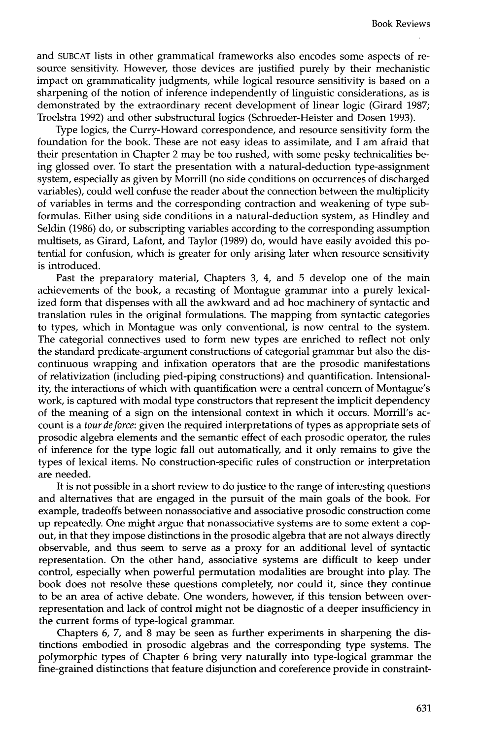and SUBCAT lists in other grammatical frameworks also encodes some aspects of resource sensitivity. However, those devices are justified purely by their mechanistic impact on grammaticality judgments, while logical resource sensitivity is based on a sharpening of the notion of inference independently of linguistic considerations, as is demonstrated by the extraordinary recent development of linear logic (Girard 1987; Troelstra 1992) and other substructural logics (Schroeder-Heister and Dosen 1993).

Type logics, the Curry-Howard correspondence, and resource sensitivity form the foundation for the book. These are not easy ideas to assimilate, and I am afraid that their presentation in Chapter 2 may be too rushed, with some pesky technicalities being glossed over. To start the presentation with a natural-deduction type-assignment system, especially as given by Morrill (no side conditions on occurrences of discharged variables), could well confuse the reader about the connection between the multiplicity of variables in terms and the corresponding contraction and weakening of type subformulas. Either using side conditions in a natural-deduction system, as Hindley and Seldin (1986) do, or subscripting variables according to the corresponding assumption multisets, as Girard, Lafont, and Taylor (1989) do, would have easily avoided this potential for confusion, which is greater for only arising later when resource sensitivity is introduced.

Past the preparatory material, Chapters 3, 4, and 5 develop one of the main achievements of the book, a recasting of Montague grammar into a purely lexicalized form that dispenses with all the awkward and ad hoc machinery of syntactic and translation rules in the original formulations. The mapping from syntactic categories to types, which in Montague was only conventional, is now central to the system. The categorial connectives used to form new types are enriched to reflect not only the standard predicate-argument constructions of categorial grammar but also the discontinuous wrapping and infixation operators that are the prosodic manifestations of relativization (including pied-piping constructions) and quantification. Intensionality, the interactions of which with quantification were a central concern of Montague's work, is captured with modal type constructors that represent the implicit dependency of the meaning of a sign on the intensional context in which it occurs. Morrill's account is a *tour de force*: given the required interpretations of types as appropriate sets of prosodic algebra elements and the semantic effect of each prosodic operator, the rules of inference for the type logic fall out automatically, and it only remains to give the types of lexical items. No construction-specific rules of construction or interpretation are needed.

It is not possible in a short review to do justice to the range of interesting questions and alternatives that are engaged in the pursuit of the main goals of the book. For example, tradeoffs between nonassociative and associative prosodic construction come up repeatedly. One might argue that nonassociative systems are to some extent a cop-out, in that they impose distinctions in the prosodic algebra that are not always directly observable, and thus seem to serve as a proxy for an additional level of syntactic representation. On the other hand, associative systems are difficult to keep under control, especially when powerful permutation modalities are brought into play. The book does not resolve these questions completely, nor could it, since they continue to be an area of active debate. One wonders, however, if this tension between overrepresentation and lack of control might not be diagnostic of a deeper insufficiency in the current forms of type-logical grammar.

Chapters 6, 7, and 8 may be seen as further experiments in sharpening the distinctions embodied in prosodic algebras and the corresponding type systems. The polymorphic types of Chapter 6 bring very naturally into type-logical grammar the fine-grained distinctions that feature disjunction and coreference provide in constraint-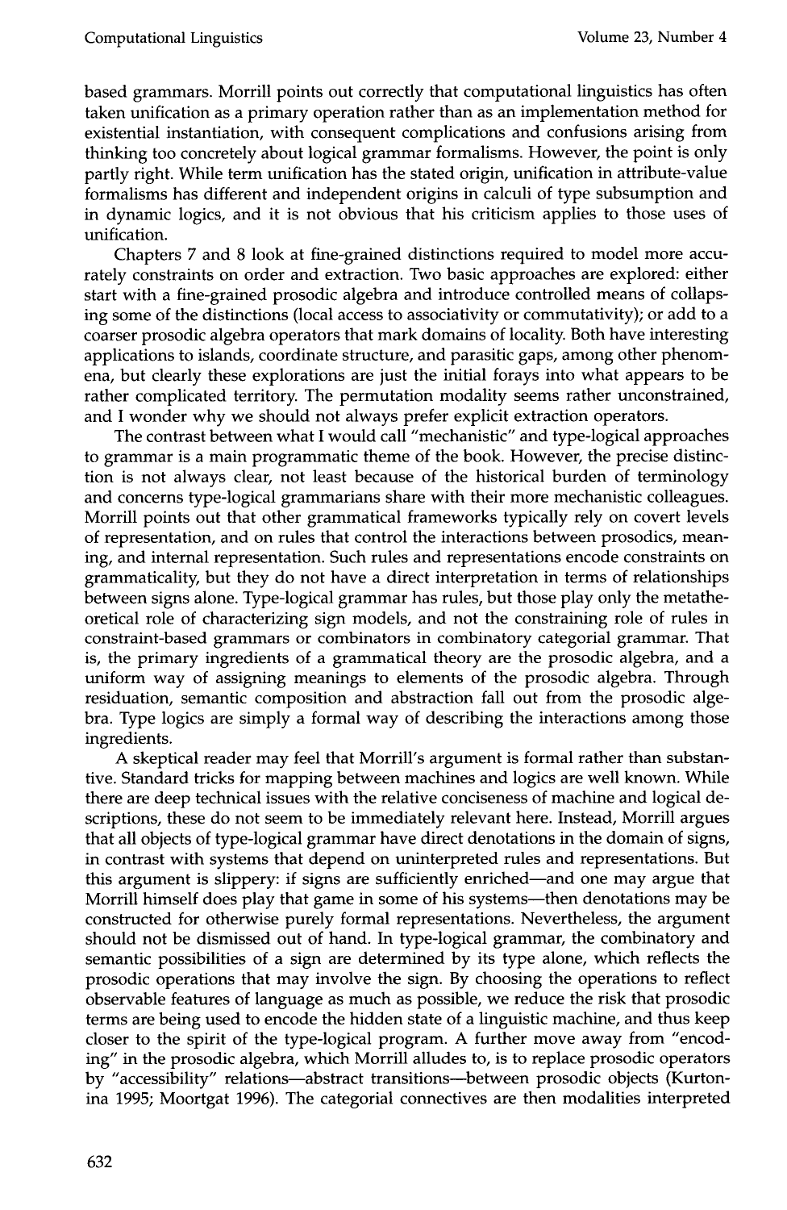based grammars. Morrill points out correctly that computational linguistics has often taken unification as a primary operation rather than as an implementation method for existential instantiation, with consequent complications and confusions arising from thinking too concretely about logical grammar formalisms. However, the point is only partly right. While term unification has the stated origin, unification in attribute-value formalisms has different and independent origins in calculi of type subsumption and in dynamic logics, and it is not obvious that his criticism applies to those uses of unification.

Chapters 7 and 8 look at fine-grained distinctions required to model more accurately constraints on order and extraction. Two basic approaches are explored: either start with a fine-grained prosodic algebra and introduce controlled means of collapsing some of the distinctions (local access to associativity or commutativity); or add to a coarser prosodic algebra operators that mark domains of locality. Both have interesting applications to islands, coordinate structure, and parasitic gaps, among other phenomena, but clearly these explorations are just the initial forays into what appears to be rather complicated territory. The permutation modality seems rather unconstrained, and I wonder why we should not always prefer explicit extraction operators.

The contrast between what I would call "mechanistic" and type-logical approaches to grammar is a main programmatic theme of the book. However, the precise distinction is not always clear, not least because of the historical burden of terminology and concerns type-logical grammarians share with their more mechanistic colleagues. Morrill points out that other grammatical frameworks typically rely on covert levels of representation, and on rules that control the interactions between prosodics, meaning, and internal representation. Such rules and representations encode constraints on grammaticality, but they do not have a direct interpretation in terms of relationships between signs alone. Type-logical grammar has rules, but those play only the metatheoretical role of characterizing sign models, and not the constraining role of rules in constraint-based grammars or combinators in combinatory categorial grammar. That is, the primary ingredients of a grammatical theory are the prosodic algebra, and a uniform way of assigning meanings to elements of the prosodic algebra. Through residuation, semantic composition and abstraction fall out from the prosodic algebra. Type logics are simply a formal way of describing the interactions among those ingredients.

A skeptical reader may feel that Morrill's argument is formal rather than substantive. Standard tricks for mapping between machines and logics are well known. While there are deep technical issues with the relative conciseness of machine and logical descriptions, these do not seem to be immediately relevant here. Instead, Morrill argues that all objects of type-logical grammar have direct denotations in the domain of signs, in contrast with systems that depend on uninterpreted rules and representations. But this argument is slippery: if signs are sufficiently enriched—and one may argue that Morrill himself does play that game in some of his systems—then denotations may be constructed for otherwise purely formal representations. Nevertheless, the argument should not be dismissed out of hand. In type-logical grammar, the combinatory and semantic possibilities of a sign are determined by its type alone, which reflects the prosodic operations that may involve the sign. By choosing the operations to reflect observable features of language as much as possible, we reduce the risk that prosodic terms are being used to encode the hidden state of a linguistic machine, and thus keep closer to the spirit of the type-logical program. A further move away from "encoding" in the prosodic algebra, which Morrill alludes to, is to replace prosodic operators by "accessibility" relations—abstract transitions—between prosodic objects (Kurtonina 1995; Moortgat 1996). The categorial connectives are then modalities interpreted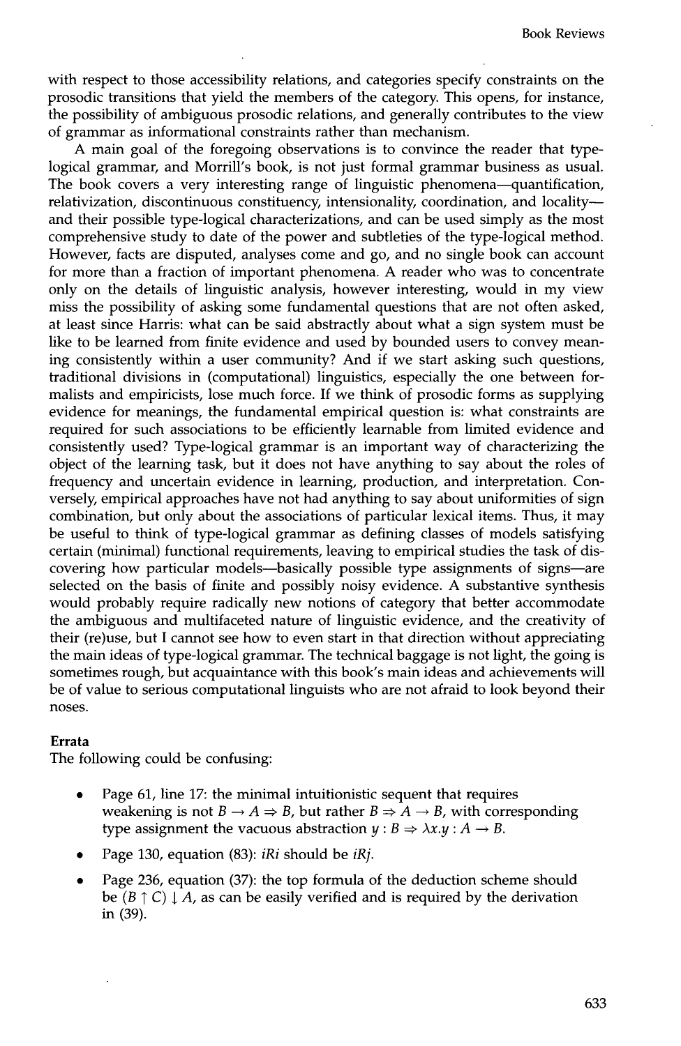with respect to those accessibility relations, and categories specify constraints on the prosodic transitions that yield the members of the category. This opens, for instance, the possibility of ambiguous prosodic relations, and generally contributes to the view of grammar as informational constraints rather than mechanism.

A main goal of the foregoing observations is to convince the reader that type-logical grammar, and Morrill's book, is not just formal grammar business as usual. The book covers a very interesting range of linguistic phenomena—quantification, relativization, discontinuous constituency, intensionality, coordination, and locality—and their possible type-logical characterizations, and can be used simply as the most comprehensive study to date of the power and subtleties of the type-logical method. However, facts are disputed, analyses come and go, and no single book can account for more than a fraction of important phenomena. A reader who was to concentrate only on the details of linguistic analysis, however interesting, would in my view miss the possibility of asking some fundamental questions that are not often asked, at least since Harris: what can be said abstractly about what a sign system must be like to be learned from finite evidence and used by bounded users to convey meaning consistently within a user community? And if we start asking such questions, traditional divisions in (computational) linguistics, especially the one between formalists and empiricists, lose much force. If we think of prosodic forms as supplying evidence for meanings, the fundamental empirical question is: what constraints are required for such associations to be efficiently learnable from limited evidence and consistently used? Type-logical grammar is an important way of characterizing the object of the learning task, but it does not have anything to say about the roles of frequency and uncertain evidence in learning, production, and interpretation. Conversely, empirical approaches have not had anything to say about uniformities of sign combination, but only about the associations of particular lexical items. Thus, it may be useful to think of type-logical grammar as defining classes of models satisfying certain (minimal) functional requirements, leaving to empirical studies the task of discovering how particular models—basically possible type assignments of signs—are selected on the basis of finite and possibly noisy evidence. A substantive synthesis would probably require radically new notions of category that better accommodate the ambiguous and multifaceted nature of linguistic evidence, and the creativity of their (re)use, but I cannot see how to even start in that direction without appreciating the main ideas of type-logical grammar. The technical baggage is not light, the going is sometimes rough, but acquaintance with this book's main ideas and achievements will be of value to serious computational linguists who are not afraid to look beyond their noses.

**Errata**

The following could be confusing:

- Page 61, line 17: the minimal intuitionistic sequent that requires weakening is not $B \rightarrow A \Rightarrow B$, but rather $B \Rightarrow A \rightarrow B$, with corresponding type assignment the vacuous abstraction $y : B \Rightarrow \lambda x.y : A \rightarrow B$.
- Page 130, equation (83): $iRi$ should be $iRj$.
- Page 236, equation (37): the top formula of the deduction scheme should be $(B \uparrow C) \downarrow A$, as can be easily verified and is required by the derivation in (39).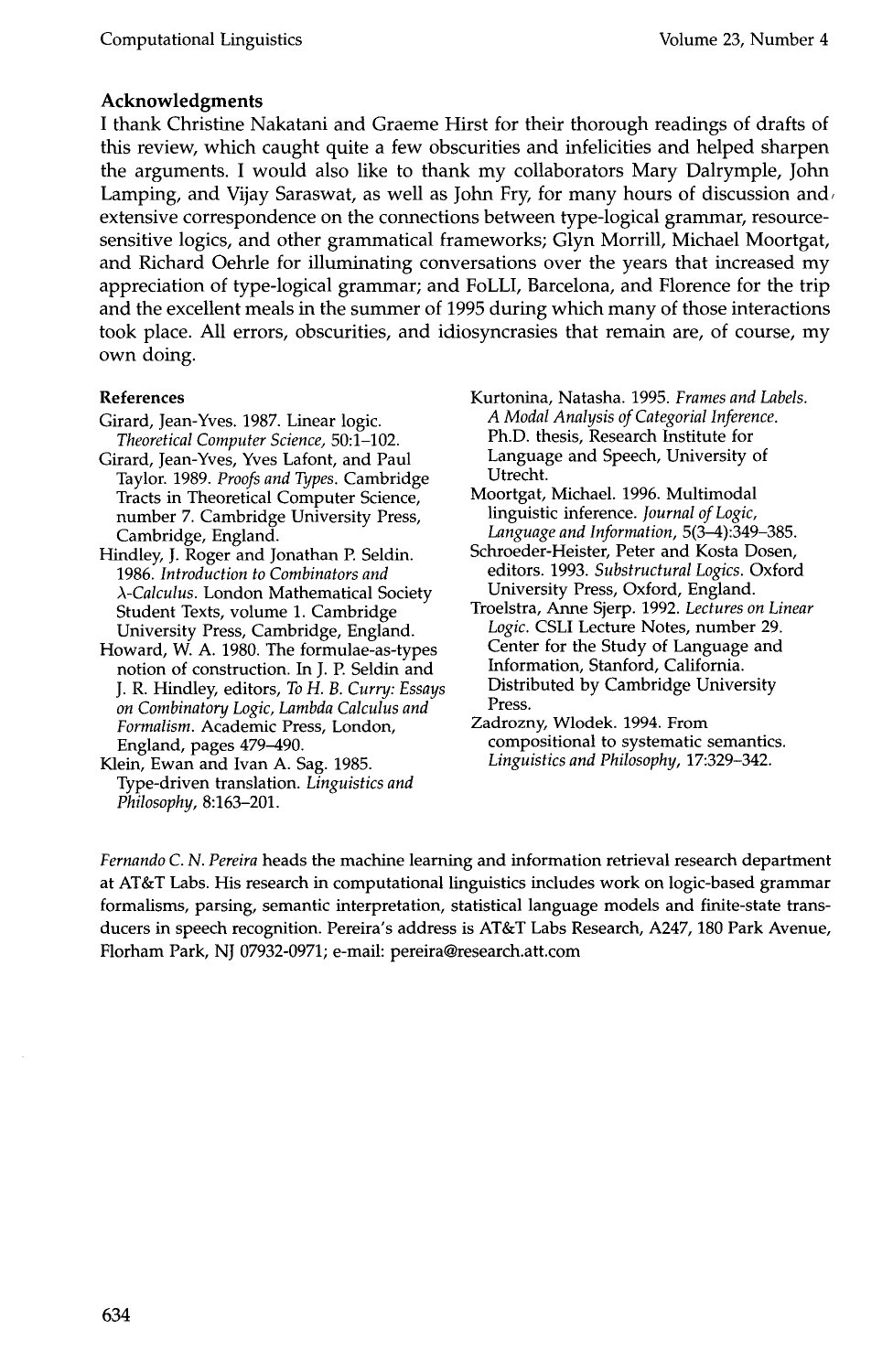## Acknowledgments

I thank Christine Nakatani and Graeme Hirst for their thorough readings of drafts of this review, which caught quite a few obscurities and infelicities and helped sharpen the arguments. I would also like to thank my collaborators Mary Dalrymple, John Lamping, and Vijay Saraswat, as well as John Fry, for many hours of discussion and extensive correspondence on the connections between type-logical grammar, resource-sensitive logics, and other grammatical frameworks; Glyn Morrill, Michael Moortgat, and Richard Oehrle for illuminating conversations over the years that increased my appreciation of type-logical grammar; and FoLLI, Barcelona, and Florence for the trip and the excellent meals in the summer of 1995 during which many of those interactions took place. All errors, obscurities, and idiosyncrasies that remain are, of course, my own doing.

## References

Girard, Jean-Yves. 1987. Linear logic. *Theoretical Computer Science*, 50:1–102.

Girard, Jean-Yves, Yves Lafont, and Paul Taylor. 1989. *Proofs and Types*. Cambridge Tracts in Theoretical Computer Science, number 7. Cambridge University Press, Cambridge, England.

Hindley, J. Roger and Jonathan P. Seldin. 1986. *Introduction to Combinators and λ-Calculus*. London Mathematical Society Student Texts, volume 1. Cambridge University Press, Cambridge, England.

Howard, W. A. 1980. The formulae-as-types notion of construction. In J. P. Seldin and J. R. Hindley, editors, *To H. B. Curry: Essays on Combinatory Logic, Lambda Calculus and Formalism*. Academic Press, London, England, pages 479–490.

Klein, Ewan and Ivan A. Sag. 1985. Type-driven translation. *Linguistics and Philosophy*, 8:163–201.

Kurtonina, Natasha. 1995. *Frames and Labels. A Modal Analysis of Categorial Inference*. Ph.D. thesis, Research Institute for Language and Speech, University of Utrecht.

Moortgat, Michael. 1996. Multimodal linguistic inference. *Journal of Logic, Language and Information*, 5(3–4):349–385.

Schroeder-Heister, Peter and Kosta Dosen, editors. 1993. *Substructural Logics*. Oxford University Press, Oxford, England.

Troelstra, Anne Sjerp. 1992. *Lectures on Linear Logic*. CSLI Lecture Notes, number 29. Center for the Study of Language and Information, Stanford, California. Distributed by Cambridge University Press.

Zadrozny, Wlodek. 1994. From compositional to systematic semantics. *Linguistics and Philosophy*, 17:329–342.

*Fernando C. N. Pereira* heads the machine learning and information retrieval research department at AT&T Labs. His research in computational linguistics includes work on logic-based grammar formalisms, parsing, semantic interpretation, statistical language models and finite-state transducers in speech recognition. Pereira's address is AT&T Labs Research, A247, 180 Park Avenue, Florham Park, NJ 07932-0971; e-mail: pereira@research.att.com